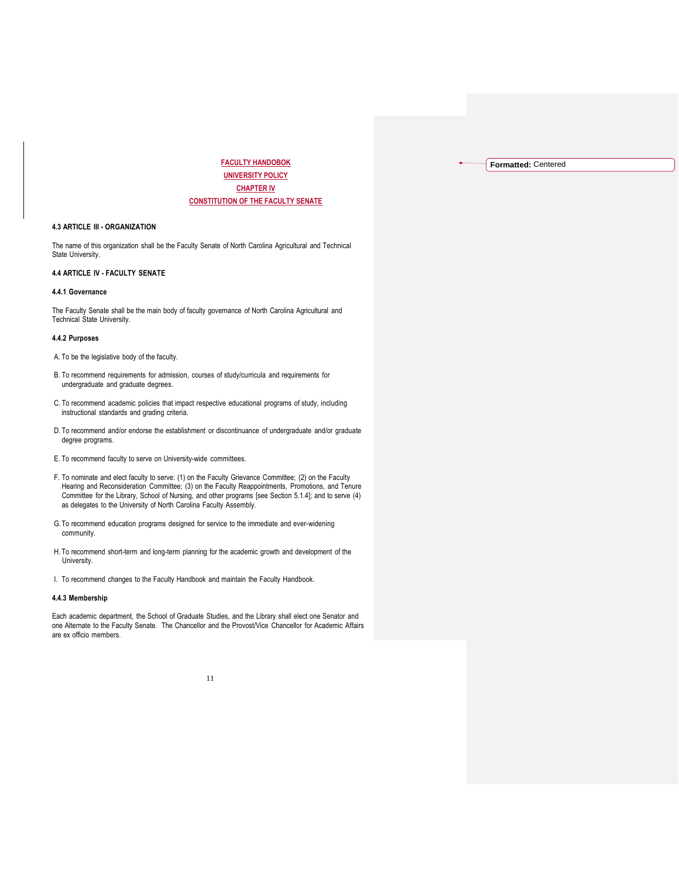# FACULTY HANDOBOK

## UNIVERSITY POLICY

## CHAPTER IV

## CONSTITUTION OF THE FACULTY SENATE

### 4.3 ARTICLE III - ORGANIZATION

The name of this organization shall be the Faculty Senate of North Carolina Agricultural and Technical State University.

### 4.4 ARTICLE IV - FACULTY SENATE

#### 4.4.1 Governance

The Faculty Senate shall be the main body of faculty governance of North Carolina Agricultural and Technical State University.

#### 4.4.2 Purposes

A. To be the legislative body of the faculty.

B. To recommend requirements for admission, courses of study/curricula and requirements for undergraduate and graduate degrees.

C. To recommend academic policies that impact respective educational programs of study, including instructional standards and grading criteria.

D. To recommend and/or endorse the establishment or discontinuance of undergraduate and/or graduate degree programs.

E. To recommend faculty to serve on University-wide committees.

F. To nominate and elect faculty to serve: (1) on the Faculty Grievance Committee; (2) on the Faculty Hearing and Reconsideration Committee; (3) on the Faculty Reappointments, Promotions, and Tenure Committee for the Library, School of Nursing, and other programs [see Section 5.1.4]; and to serve (4) as delegates to the University of North Carolina Faculty Assembly.

G. To recommend education programs designed for service to the immediate and ever-widening community.

H. To recommend short-term and long-term planning for the academic growth and development of the University.

I. To recommend changes to the Faculty Handbook and maintain the Faculty Handbook.

#### 4.4.3 Membership

Each academic department, the School of Graduate Studies, and the Library shall elect one Senator and one Alternate to the Faculty Senate. The Chancellor and the Provost/Vice Chancellor for Academic Affairs are ex officio members.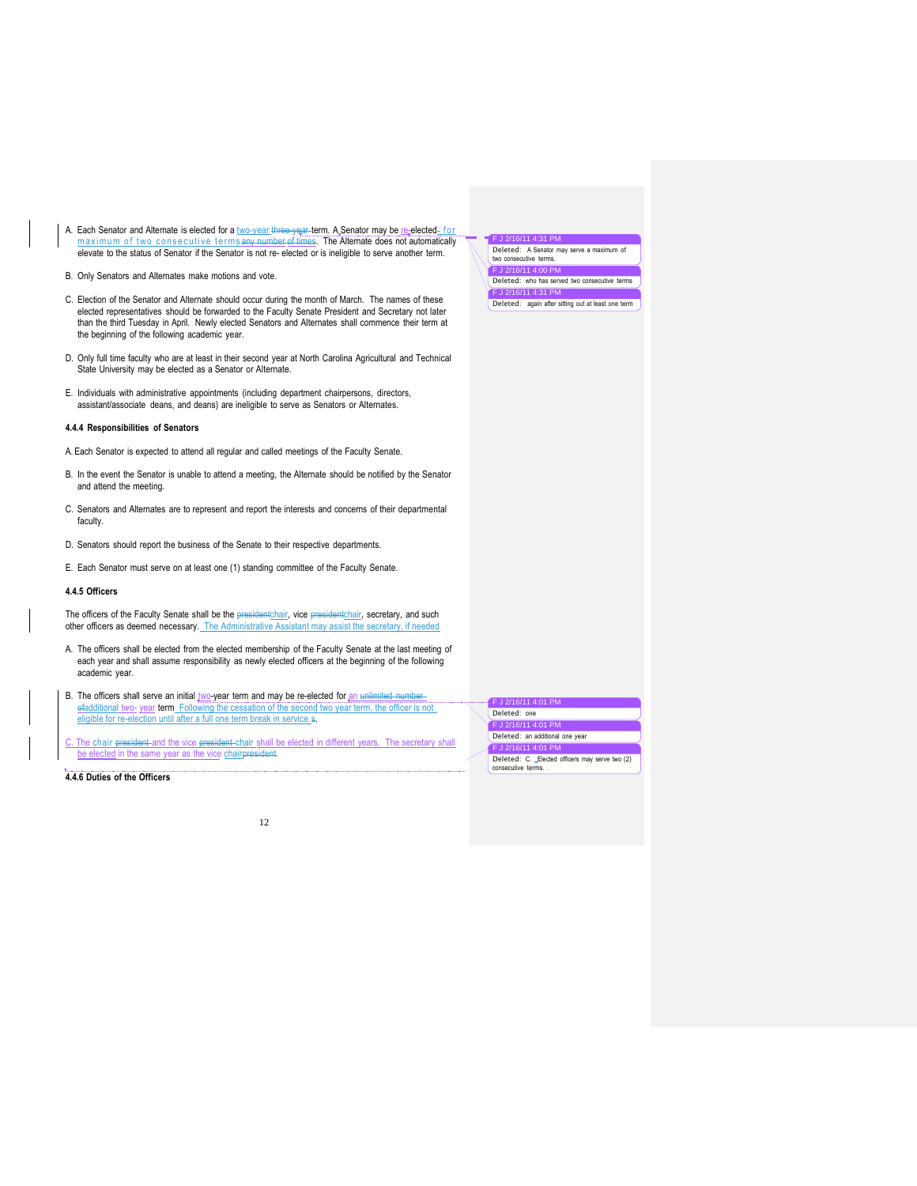A. Each Senator and Alternate is elected for a two-year ~~three-year~~ term. A Senator may be re-elected for maximum of two consecutive terms ~~any number of times~~. The Alternate does not automatically elevate to the status of Senator if the Senator is not re- elected or is ineligible to serve another term.

B. Only Senators and Alternates make motions and vote.

C. Election of the Senator and Alternate should occur during the month of March. The names of these elected representatives should be forwarded to the Faculty Senate President and Secretary not later than the third Tuesday in April. Newly elected Senators and Alternates shall commence their term at the beginning of the following academic year.

D. Only full time faculty who are at least in their second year at North Carolina Agricultural and Technical State University may be elected as a Senator or Alternate.

E. Individuals with administrative appointments (including department chairpersons, directors, assistant/associate deans, and deans) are ineligible to serve as Senators or Alternates.

#### 4.4.4 Responsibilities of Senators

A. Each Senator is expected to attend all regular and called meetings of the Faculty Senate.

B. In the event the Senator is unable to attend a meeting, the Alternate should be notified by the Senator and attend the meeting.

C. Senators and Alternates are to represent and report the interests and concerns of their departmental faculty.

D. Senators should report the business of the Senate to their respective departments.

E. Each Senator must serve on at least one (1) standing committee of the Faculty Senate.

#### 4.4.5 Officers

The officers of the Faculty Senate shall be the ~~president~~chair, vice ~~president~~chair, secretary, and such other officers as deemed necessary. The Administrative Assistant may assist the secretary, if needed

A. The officers shall be elected from the elected membership of the Faculty Senate at the last meeting of each year and shall assume responsibility as newly elected officers at the beginning of the following academic year.

B. The officers shall serve an initial two-year term and may be re-elected for an ~~unlimited number of~~additional two- year term. Following the cessation of the second two year term, the officer is not eligible for re-election until after a full one term break in service.s.

C. The chair ~~president~~ and the vice ~~president~~ chair shall be elected in different years. The secretary shall be elected in the same year as the vice chair~~president~~.

#### 4.4.6 Duties of the Officers

F J 2/16/11 4:31 PM
Deleted: A Senator may serve a maximum of two consecutive terms.

F J 2/16/11 4:00 PM
Deleted: who has served two consecutive terms

F J 2/16/11 4:31 PM
Deleted: again after sitting out at least one term

F J 2/16/11 4:01 PM
Deleted: one

F J 2/16/11 4:01 PM
Deleted: an additional one year

F J 2/16/11 4:01 PM
Deleted: C. Elected officers may serve two (2) consecutive terms.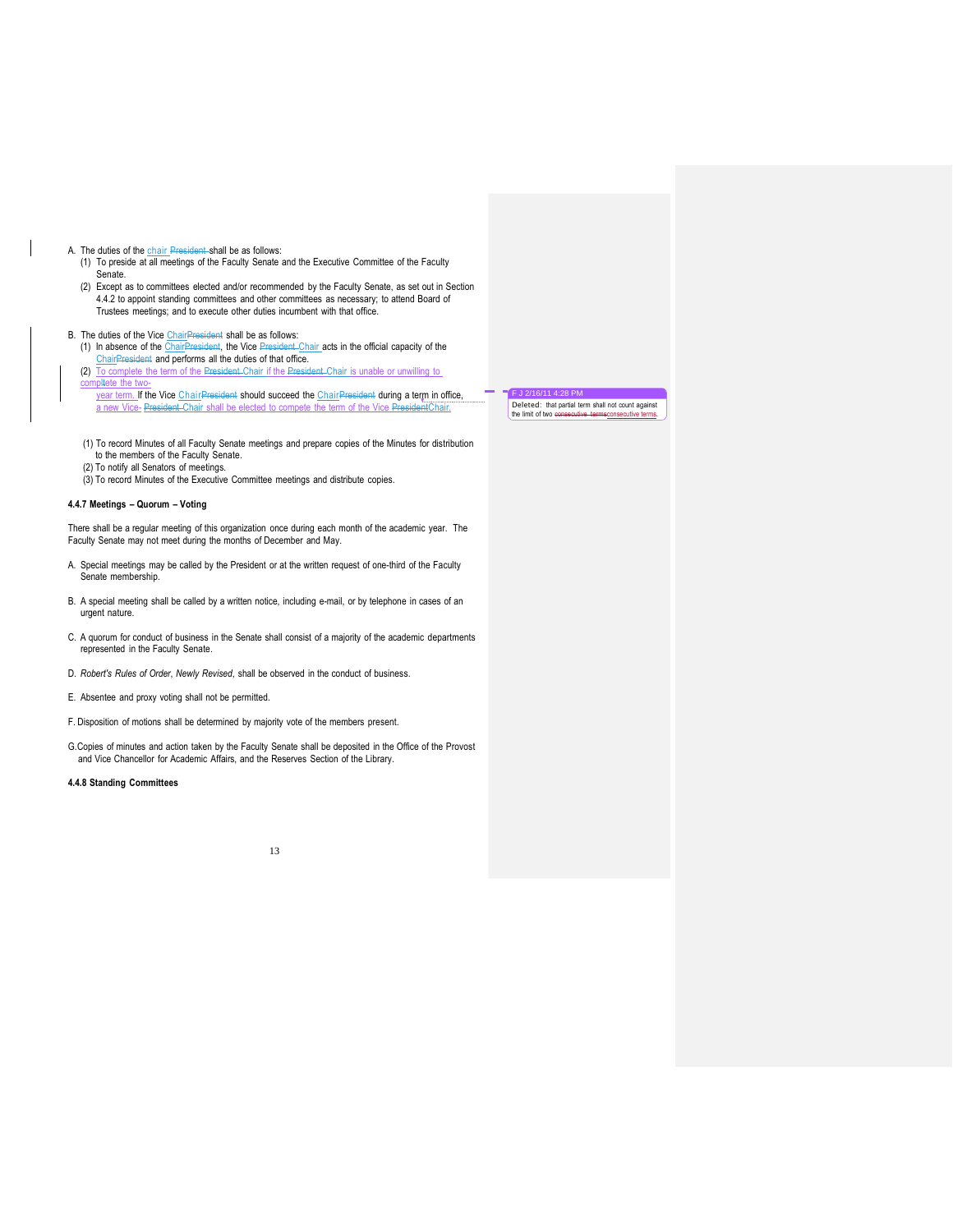A. The duties of the chair shall be as follows:
   (1) To preside at all meetings of the Faculty Senate and the Executive Committee of the Faculty Senate.
   (2) Except as to committees elected and/or recommended by the Faculty Senate, as set out in Section 4.4.2 to appoint standing committees and other committees as necessary; to attend Board of Trustees meetings; and to execute other duties incumbent with that office.

B. The duties of the Vice Chair shall be as follows:
   (1) In absence of the Chair, the Vice Chair acts in the official capacity of the Chair and performs all the duties of that office.
   (2) To complete the term of the Chair if the Chair is unable or unwilling to complete the two-year term. If the Vice Chair should succeed the Chair during a term in office, a new Vice Chair shall be elected to compete the term of the Vice Chair.

(1) To record Minutes of all Faculty Senate meetings and prepare copies of the Minutes for distribution to the members of the Faculty Senate.
(2) To notify all Senators of meetings.
(3) To record Minutes of the Executive Committee meetings and distribute copies.

**4.4.7 Meetings – Quorum – Voting**

There shall be a regular meeting of this organization once during each month of the academic year. The Faculty Senate may not meet during the months of December and May.

A. Special meetings may be called by the President or at the written request of one-third of the Faculty Senate membership.

B. A special meeting shall be called by a written notice, including e-mail, or by telephone in cases of an urgent nature.

C. A quorum for conduct of business in the Senate shall consist of a majority of the academic departments represented in the Faculty Senate.

D. *Robert's Rules of Order, Newly Revised*, shall be observed in the conduct of business.

E. Absentee and proxy voting shall not be permitted.

F. Disposition of motions shall be determined by majority vote of the members present.

G. Copies of minutes and action taken by the Faculty Senate shall be deposited in the Office of the Provost and Vice Chancellor for Academic Affairs, and the Reserves Section of the Library.

**4.4.8 Standing Committees**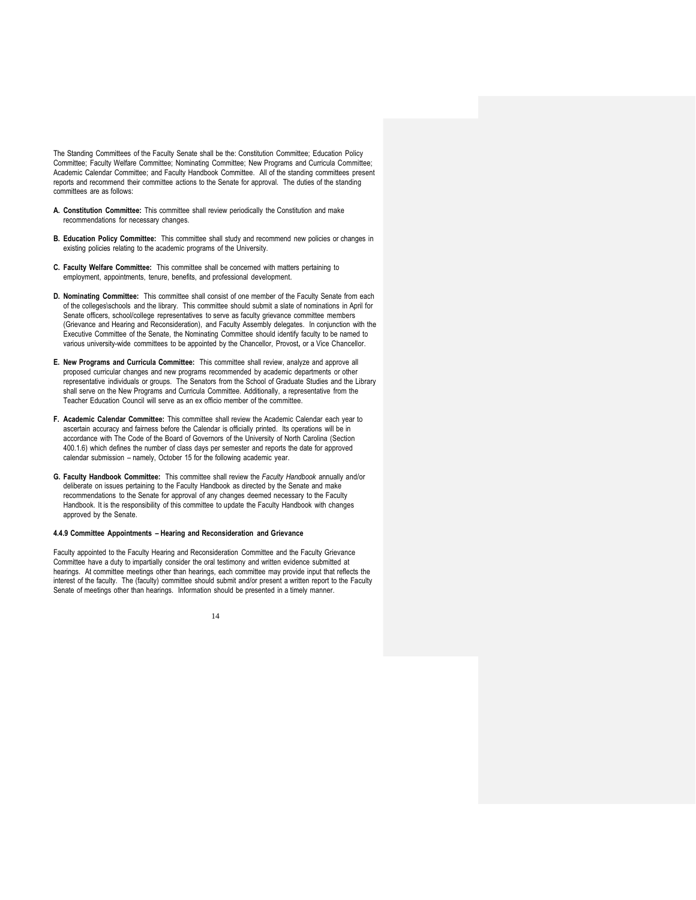The Standing Committees of the Faculty Senate shall be the: Constitution Committee; Education Policy Committee; Faculty Welfare Committee; Nominating Committee; New Programs and Curricula Committee; Academic Calendar Committee; and Faculty Handbook Committee. All of the standing committees present reports and recommend their committee actions to the Senate for approval. The duties of the standing committees are as follows:

**A. Constitution Committee:** This committee shall review periodically the Constitution and make recommendations for necessary changes.

**B. Education Policy Committee:** This committee shall study and recommend new policies or changes in existing policies relating to the academic programs of the University.

**C. Faculty Welfare Committee:** This committee shall be concerned with matters pertaining to employment, appointments, tenure, benefits, and professional development.

**D. Nominating Committee:** This committee shall consist of one member of the Faculty Senate from each of the colleges\schools and the library. This committee should submit a slate of nominations in April for Senate officers, school/college representatives to serve as faculty grievance committee members (Grievance and Hearing and Reconsideration), and Faculty Assembly delegates. In conjunction with the Executive Committee of the Senate, the Nominating Committee should identify faculty to be named to various university-wide committees to be appointed by the Chancellor, Provost, or a Vice Chancellor.

**E. New Programs and Curricula Committee:** This committee shall review, analyze and approve all proposed curricular changes and new programs recommended by academic departments or other representative individuals or groups. The Senators from the School of Graduate Studies and the Library shall serve on the New Programs and Curricula Committee. Additionally, a representative from the Teacher Education Council will serve as an ex officio member of the committee.

**F. Academic Calendar Committee:** This committee shall review the Academic Calendar each year to ascertain accuracy and fairness before the Calendar is officially printed. Its operations will be in accordance with The Code of the Board of Governors of the University of North Carolina (Section 400.1.6) which defines the number of class days per semester and reports the date for approved calendar submission – namely, October 15 for the following academic year.

**G. Faculty Handbook Committee:** This committee shall review the *Faculty Handbook* annually and/or deliberate on issues pertaining to the Faculty Handbook as directed by the Senate and make recommendations to the Senate for approval of any changes deemed necessary to the Faculty Handbook. It is the responsibility of this committee to update the Faculty Handbook with changes approved by the Senate.

#### 4.4.9 Committee Appointments – Hearing and Reconsideration and Grievance

Faculty appointed to the Faculty Hearing and Reconsideration Committee and the Faculty Grievance Committee have a duty to impartially consider the oral testimony and written evidence submitted at hearings. At committee meetings other than hearings, each committee may provide input that reflects the interest of the faculty. The (faculty) committee should submit and/or present a written report to the Faculty Senate of meetings other than hearings. Information should be presented in a timely manner.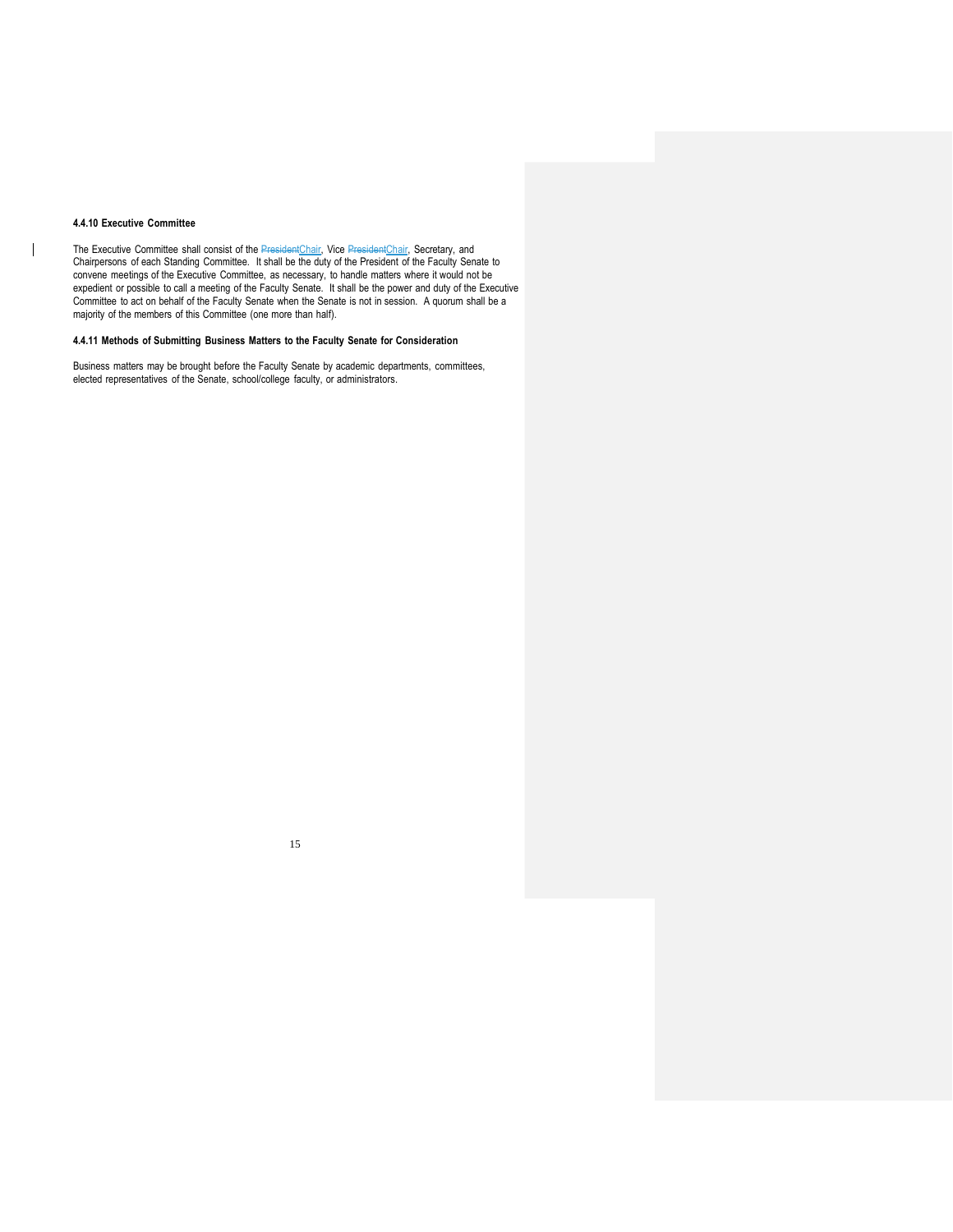#### 4.4.10 Executive Committee

The Executive Committee shall consist of the ~~President~~Chair, Vice ~~President~~Chair, Secretary, and Chairpersons of each Standing Committee. It shall be the duty of the President of the Faculty Senate to convene meetings of the Executive Committee, as necessary, to handle matters where it would not be expedient or possible to call a meeting of the Faculty Senate. It shall be the power and duty of the Executive Committee to act on behalf of the Faculty Senate when the Senate is not in session. A quorum shall be a majority of the members of this Committee (one more than half).

#### 4.4.11 Methods of Submitting Business Matters to the Faculty Senate for Consideration

Business matters may be brought before the Faculty Senate by academic departments, committees, elected representatives of the Senate, school/college faculty, or administrators.